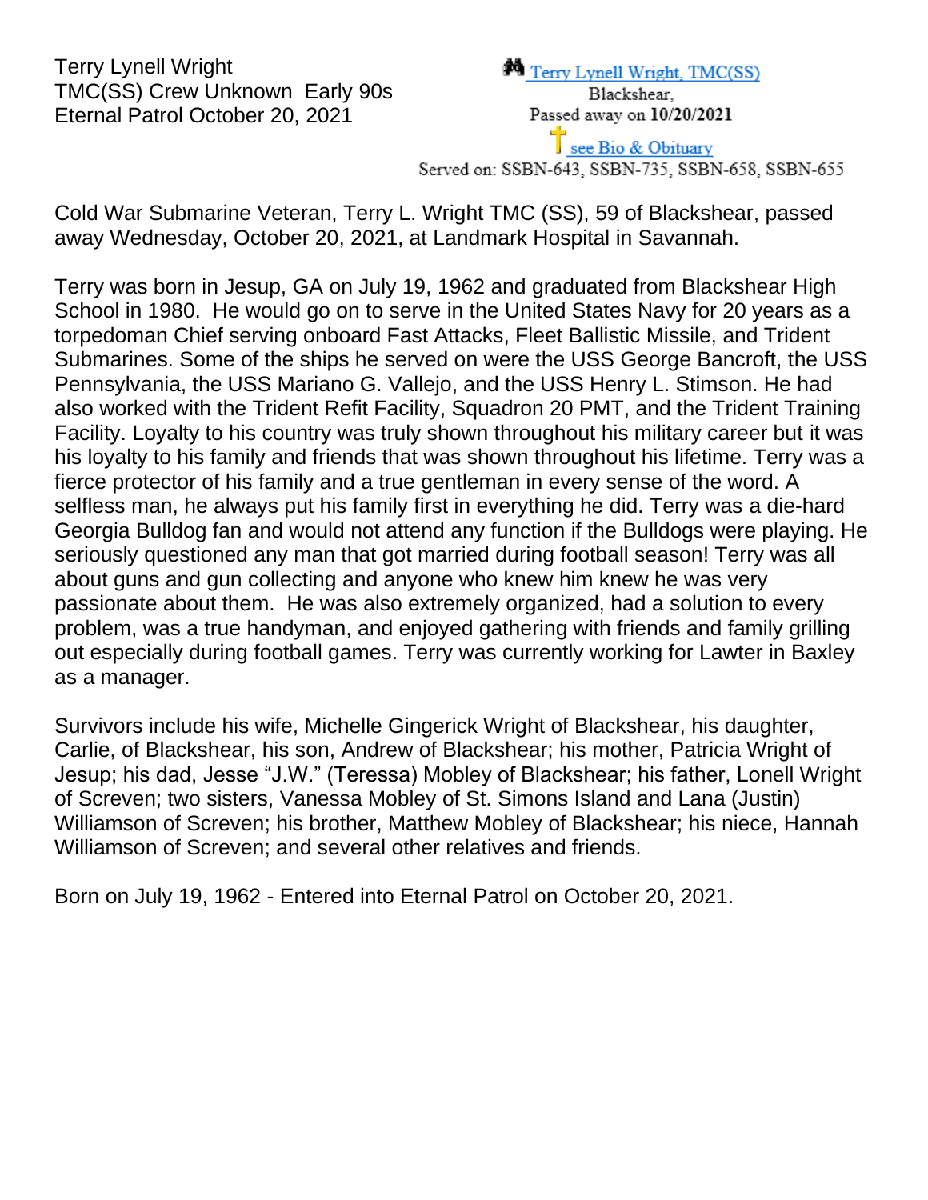Terry Lynell Wright
TMC(SS) Crew Unknown Early 90s
Eternal Patrol October 20, 2021

Terry Lynell Wright, TMC(SS)
Blackshear,
Passed away on **10/20/2021**
see Bio & Obituary
Served on: SSBN-643, SSBN-735, SSBN-658, SSBN-655

Cold War Submarine Veteran, Terry L. Wright TMC (SS), 59 of Blackshear, passed away Wednesday, October 20, 2021, at Landmark Hospital in Savannah.

Terry was born in Jesup, GA on July 19, 1962 and graduated from Blackshear High School in 1980. He would go on to serve in the United States Navy for 20 years as a torpedoman Chief serving onboard Fast Attacks, Fleet Ballistic Missile, and Trident Submarines. Some of the ships he served on were the USS George Bancroft, the USS Pennsylvania, the USS Mariano G. Vallejo, and the USS Henry L. Stimson. He had also worked with the Trident Refit Facility, Squadron 20 PMT, and the Trident Training Facility. Loyalty to his country was truly shown throughout his military career but it was his loyalty to his family and friends that was shown throughout his lifetime. Terry was a fierce protector of his family and a true gentleman in every sense of the word. A selfless man, he always put his family first in everything he did. Terry was a die-hard Georgia Bulldog fan and would not attend any function if the Bulldogs were playing. He seriously questioned any man that got married during football season! Terry was all about guns and gun collecting and anyone who knew him knew he was very passionate about them. He was also extremely organized, had a solution to every problem, was a true handyman, and enjoyed gathering with friends and family grilling out especially during football games. Terry was currently working for Lawter in Baxley as a manager.

Survivors include his wife, Michelle Gingerick Wright of Blackshear, his daughter, Carlie, of Blackshear, his son, Andrew of Blackshear; his mother, Patricia Wright of Jesup; his dad, Jesse "J.W." (Teressa) Mobley of Blackshear; his father, Lonell Wright of Screven; two sisters, Vanessa Mobley of St. Simons Island and Lana (Justin) Williamson of Screven; his brother, Matthew Mobley of Blackshear; his niece, Hannah Williamson of Screven; and several other relatives and friends.

Born on July 19, 1962 - Entered into Eternal Patrol on October 20, 2021.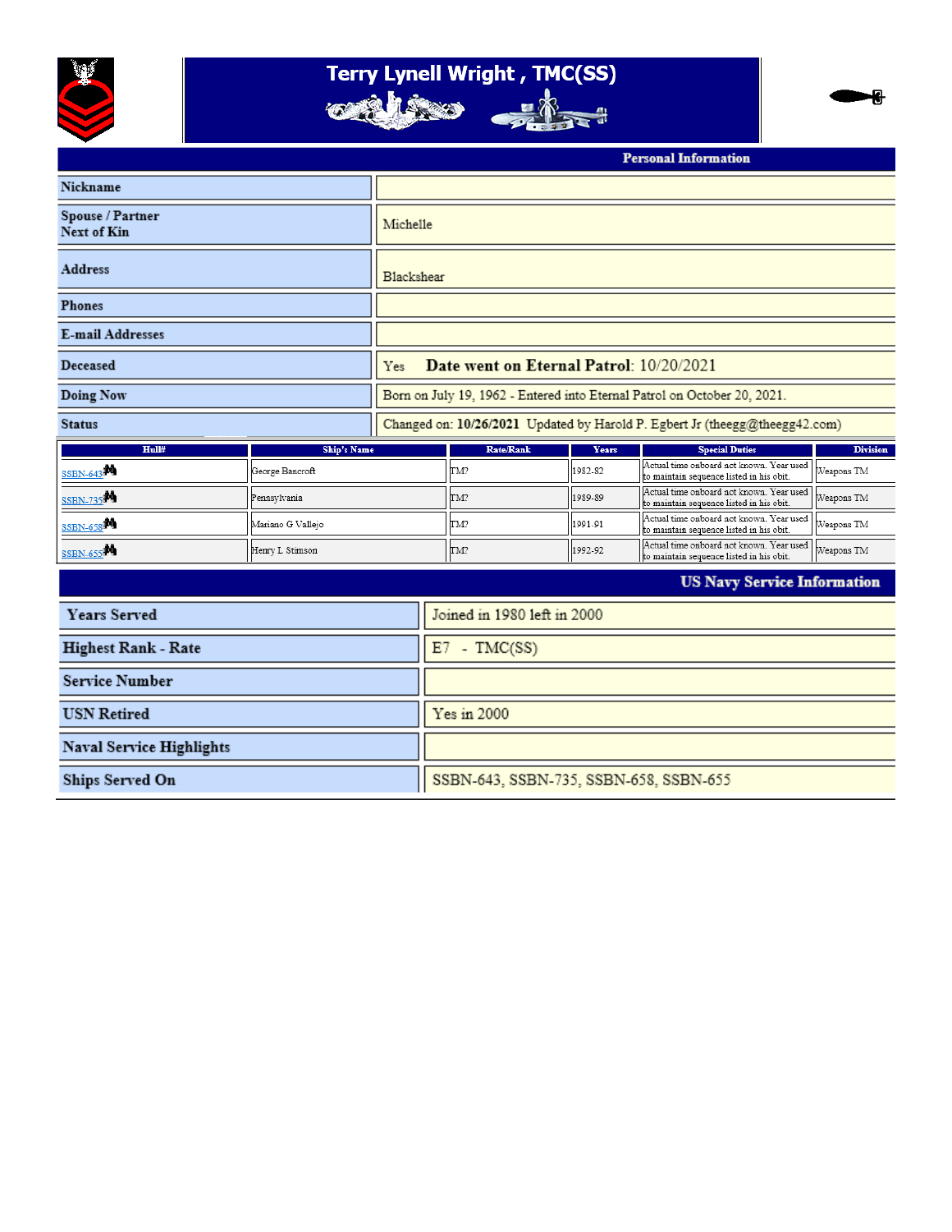# Terry Lynell Wright , TMC(SS)

## Personal Information

| | |
|---|---|
| **Nickname** | |
| **Spouse / Partner Next of Kin** | Michelle |
| **Address** | Blackshear |
| **Phones** | |
| **E-mail Addresses** | |
| **Deceased** | Yes **Date went on Eternal Patrol**: 10/20/2021 |
| **Doing Now** | Born on July 19, 1962 - Entered into Eternal Patrol on October 20, 2021. |
| **Status** | Changed on: **10/26/2021** Updated by Harold P. Egbert Jr (theegg@theegg42.com) |

| Hull# | Ship's Name | Rate/Rank | Years | Special Duties | Division |
|---|---|---|---|---|---|
| SSBN-643 | George Bancroft | TM? | 1982-82 | Actual time onboard not known. Year used to maintain sequence listed in his obit. | Weapons TM |
| SSBN-735 | Pennsylvania | TM? | 1989-89 | Actual time onboard not known. Year used to maintain sequence listed in his obit. | Weapons TM |
| SSBN-658 | Mariano G Vallejo | TM? | 1991-91 | Actual time onboard not known. Year used to maintain sequence listed in his obit. | Weapons TM |
| SSBN-655 | Henry L Stimson | TM? | 1992-92 | Actual time onboard not known. Year used to maintain sequence listed in his obit. | Weapons TM |

## US Navy Service Information

| | |
|---|---|
| **Years Served** | Joined in 1980 left in 2000 |
| **Highest Rank - Rate** | E7 - TMC(SS) |
| **Service Number** | |
| **USN Retired** | Yes in 2000 |
| **Naval Service Highlights** | |
| **Ships Served On** | SSBN-643, SSBN-735, SSBN-658, SSBN-655 |